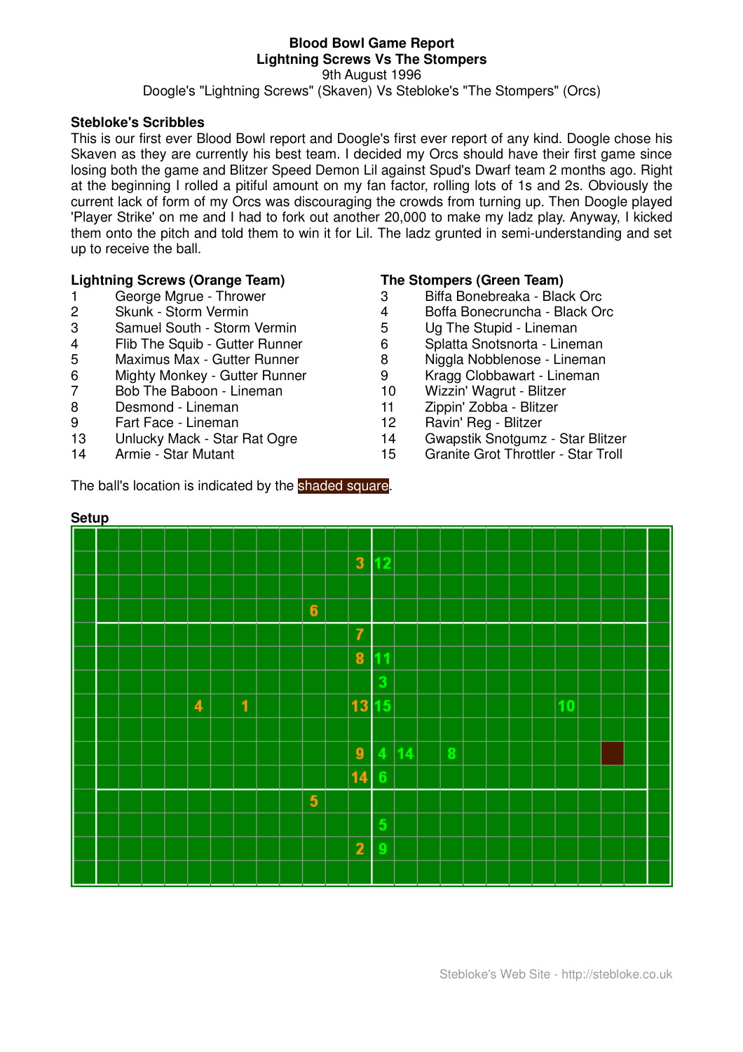**Blood Bowl Game Report**
**Lightning Screws Vs The Stompers**
9th August 1996
Doogle's "Lightning Screws" (Skaven) Vs Stebloke's "The Stompers" (Orcs)

### Stebloke's Scribbles

This is our first ever Blood Bowl report and Doogle's first ever report of any kind. Doogle chose his Skaven as they are currently his best team. I decided my Orcs should have their first game since losing both the game and Blitzer Speed Demon Lil against Spud's Dwarf team 2 months ago. Right at the beginning I rolled a pitiful amount on my fan factor, rolling lots of 1s and 2s. Obviously the current lack of form of my Orcs was discouraging the crowds from turning up. Then Doogle played 'Player Strike' on me and I had to fork out another 20,000 to make my ladz play. Anyway, I kicked them onto the pitch and told them to win it for Lil. The ladz grunted in semi-understanding and set up to receive the ball.

### Lightning Screws (Orange Team)

| | |
|---|---|
| 1 | George Mgrue - Thrower |
| 2 | Skunk - Storm Vermin |
| 3 | Samuel South - Storm Vermin |
| 4 | Flib The Squib - Gutter Runner |
| 5 | Maximus Max - Gutter Runner |
| 6 | Mighty Monkey - Gutter Runner |
| 7 | Bob The Baboon - Lineman |
| 8 | Desmond - Lineman |
| 9 | Fart Face - Lineman |
| 13 | Unlucky Mack - Star Rat Ogre |
| 14 | Armie - Star Mutant |

### The Stompers (Green Team)

| | |
|---|---|
| 3 | Biffa Bonebreaka - Black Orc |
| 4 | Boffa Bonecruncha - Black Orc |
| 5 | Ug The Stupid - Lineman |
| 6 | Splatta Snotsnorta - Lineman |
| 8 | Niggla Nobblenose - Lineman |
| 9 | Kragg Clobbawart - Lineman |
| 10 | Wizzin' Wagrut - Blitzer |
| 11 | Zippin' Zobba - Blitzer |
| 12 | Ravin' Reg - Blitzer |
| 14 | Gwapstik Snotgumz - Star Blitzer |
| 15 | Granite Grot Throttler - Star Troll |

The ball's location is indicated by the shaded square.

### Setup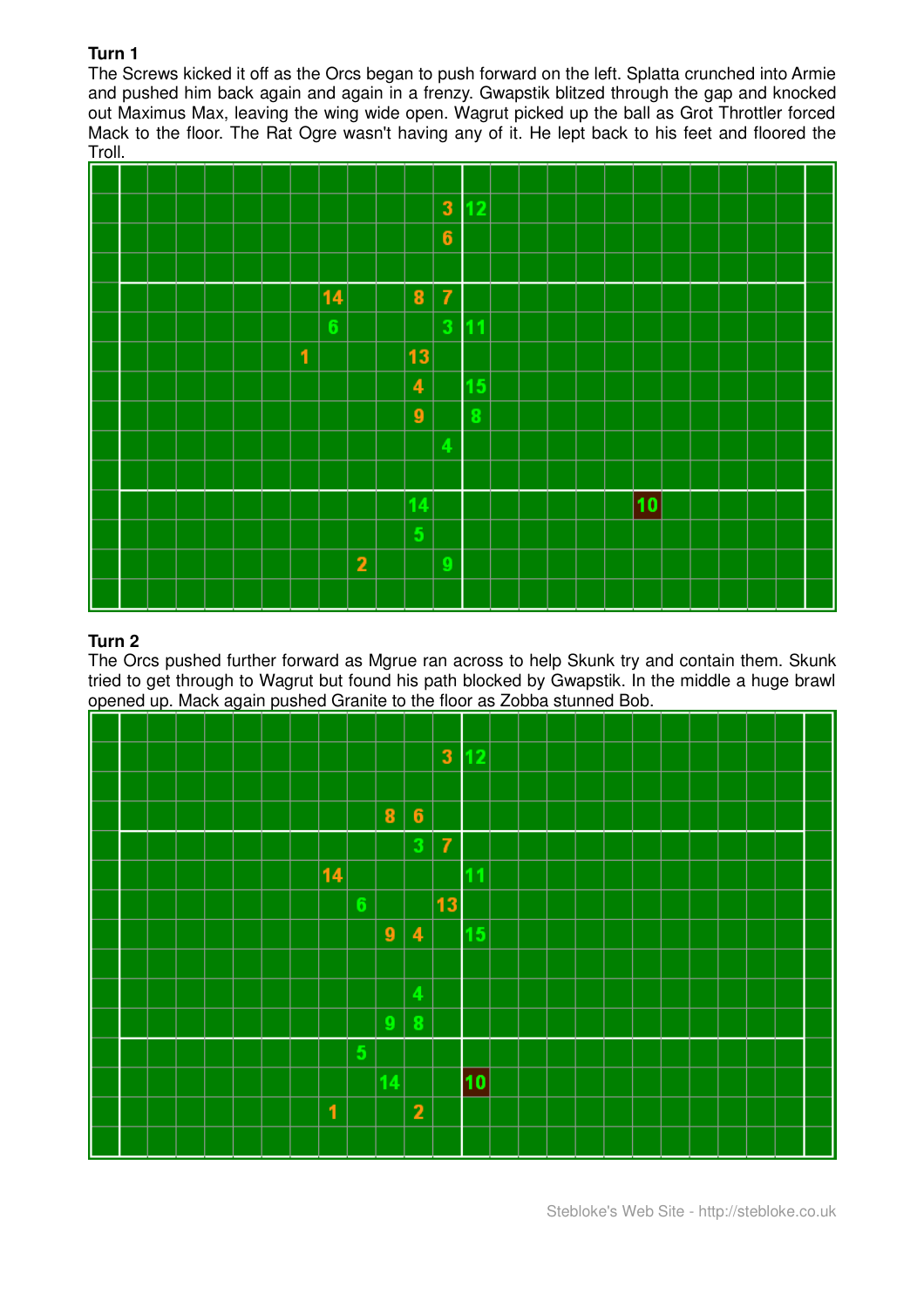**Turn 1**

The Screws kicked it off as the Orcs began to push forward on the left. Splatta crunched into Armie and pushed him back again and again in a frenzy. Gwapstik blitzed through the gap and knocked out Maximus Max, leaving the wing wide open. Wagrut picked up the ball as Grot Throttler forced Mack to the floor. The Rat Ogre wasn't having any of it. He lept back to his feet and floored the Troll.

**Turn 2**

The Orcs pushed further forward as Mgrue ran across to help Skunk try and contain them. Skunk tried to get through to Wagrut but found his path blocked by Gwapstik. In the middle a huge brawl opened up. Mack again pushed Granite to the floor as Zobba stunned Bob.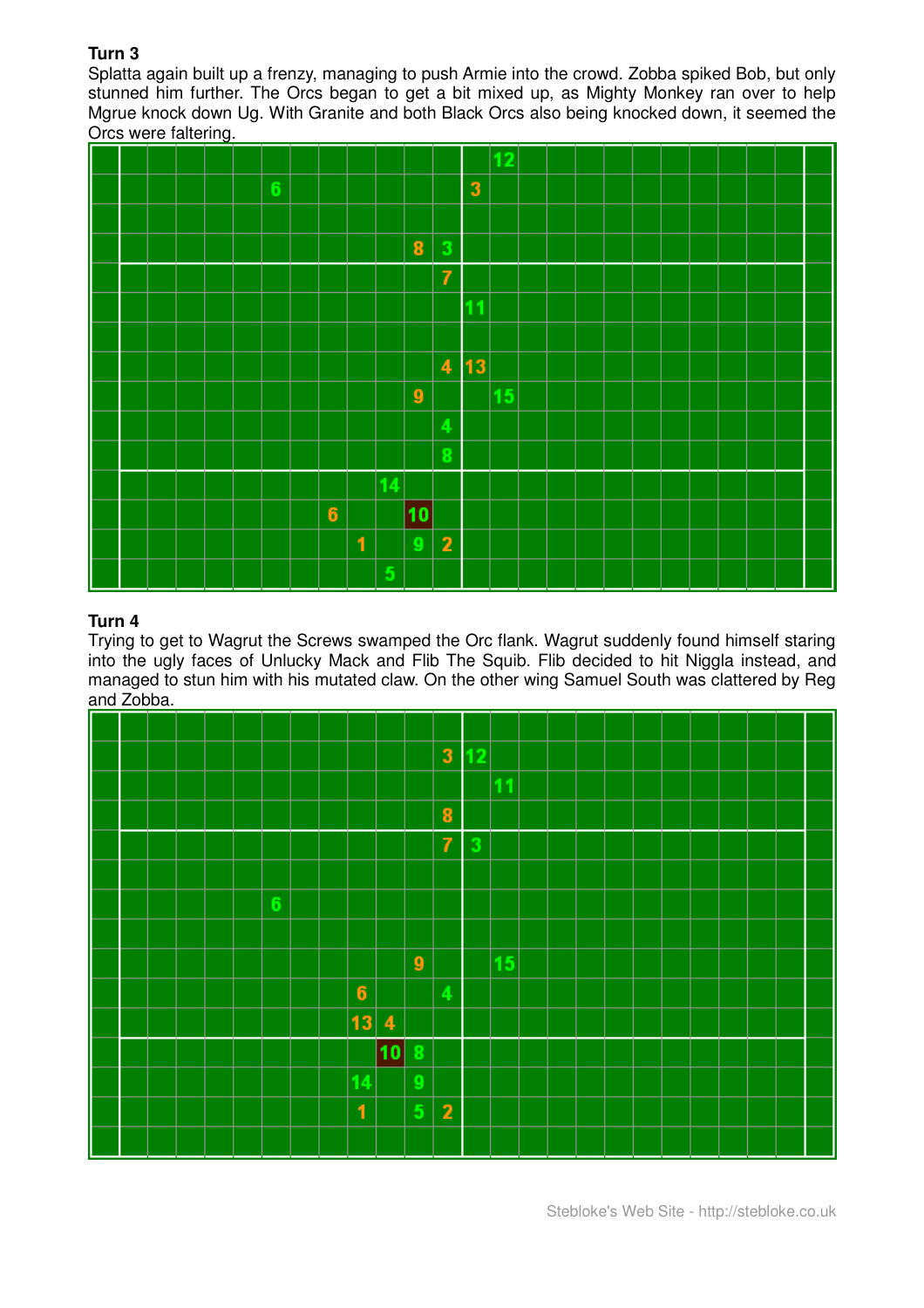**Turn 3**

Splatta again built up a frenzy, managing to push Armie into the crowd. Zobba spiked Bob, but only stunned him further. The Orcs began to get a bit mixed up, as Mighty Monkey ran over to help Mgrue knock down Ug. With Granite and both Black Orcs also being knocked down, it seemed the Orcs were faltering.

**Turn 4**

Trying to get to Wagrut the Screws swamped the Orc flank. Wagrut suddenly found himself staring into the ugly faces of Unlucky Mack and Flib The Squib. Flib decided to hit Niggla instead, and managed to stun him with his mutated claw. On the other wing Samuel South was clattered by Reg and Zobba.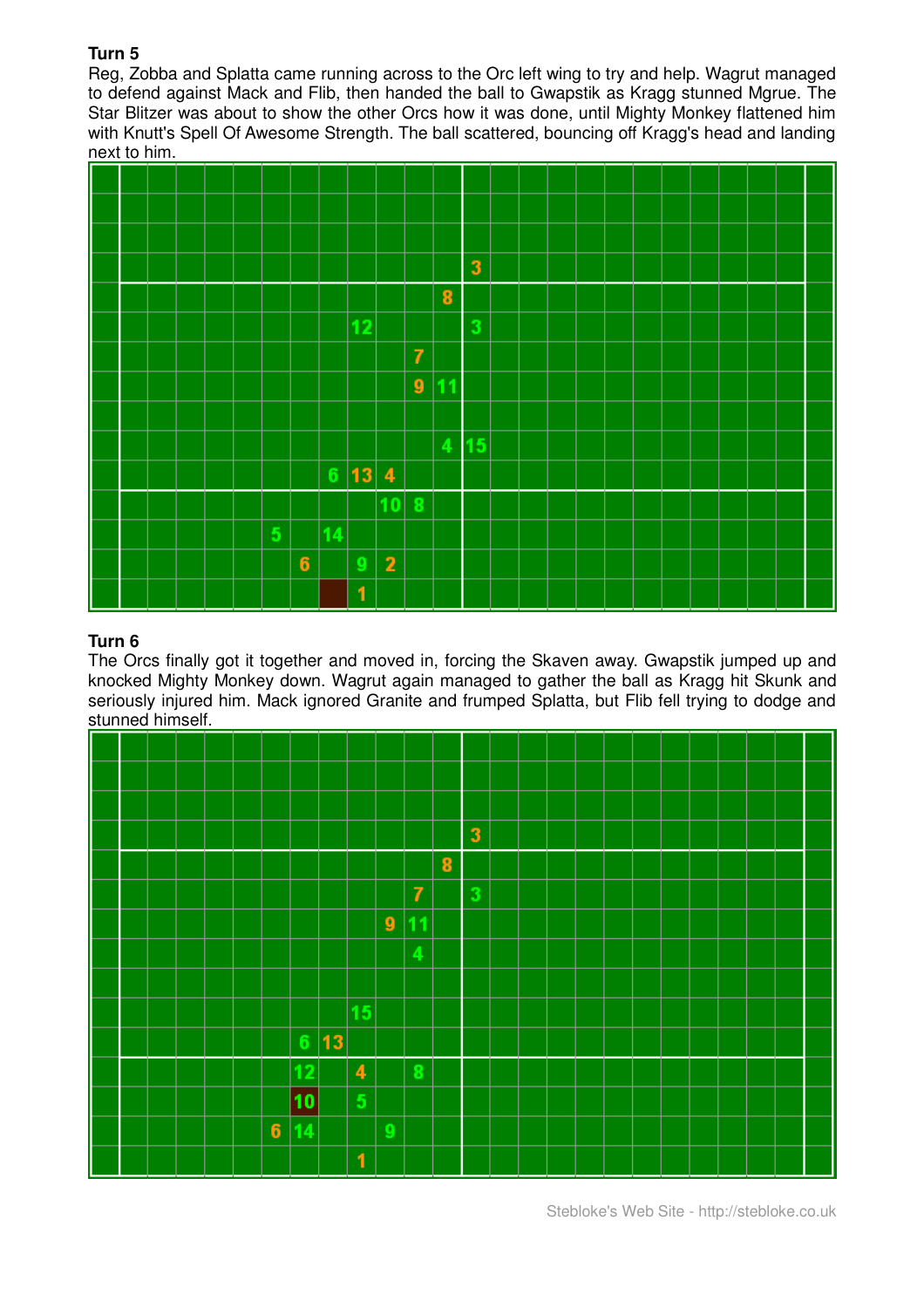### Turn 5

Reg, Zobba and Splatta came running across to the Orc left wing to try and help. Wagrut managed to defend against Mack and Flib, then handed the ball to Gwapstik as Kragg stunned Mgrue. The Star Blitzer was about to show the other Orcs how it was done, until Mighty Monkey flattened him with Knutt's Spell Of Awesome Strength. The ball scattered, bouncing off Kragg's head and landing next to him.

### Turn 6

The Orcs finally got it together and moved in, forcing the Skaven away. Gwapstik jumped up and knocked Mighty Monkey down. Wagrut again managed to gather the ball as Kragg hit Skunk and seriously injured him. Mack ignored Granite and frumped Splatta, but Flib fell trying to dodge and stunned himself.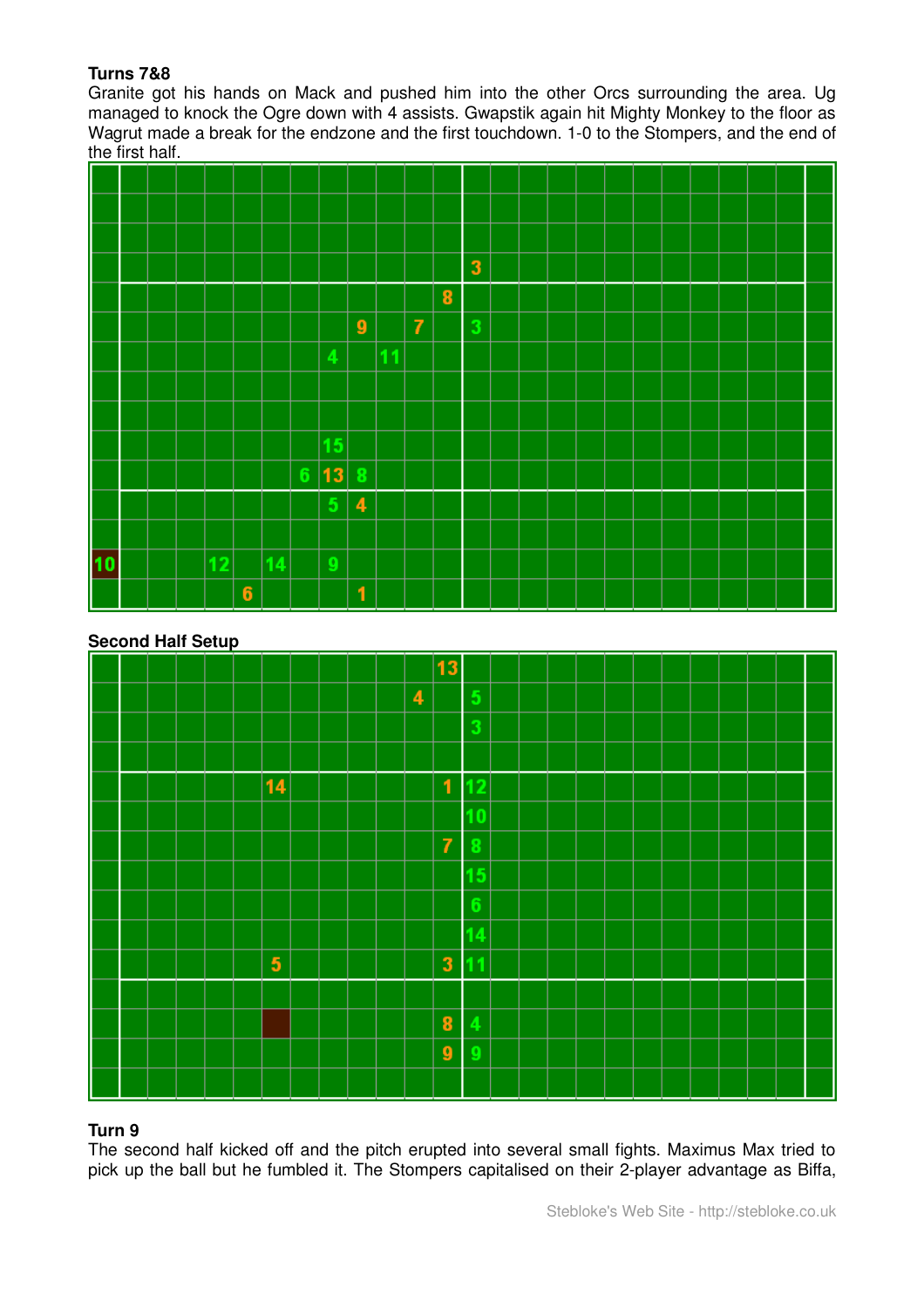**Turns 7&8**

Granite got his hands on Mack and pushed him into the other Orcs surrounding the area. Ug managed to knock the Ogre down with 4 assists. Gwapstik again hit Mighty Monkey to the floor as Wagrut made a break for the endzone and the first touchdown. 1-0 to the Stompers, and the end of the first half.

**Second Half Setup**

**Turn 9**

The second half kicked off and the pitch erupted into several small fights. Maximus Max tried to pick up the ball but he fumbled it. The Stompers capitalised on their 2-player advantage as Biffa,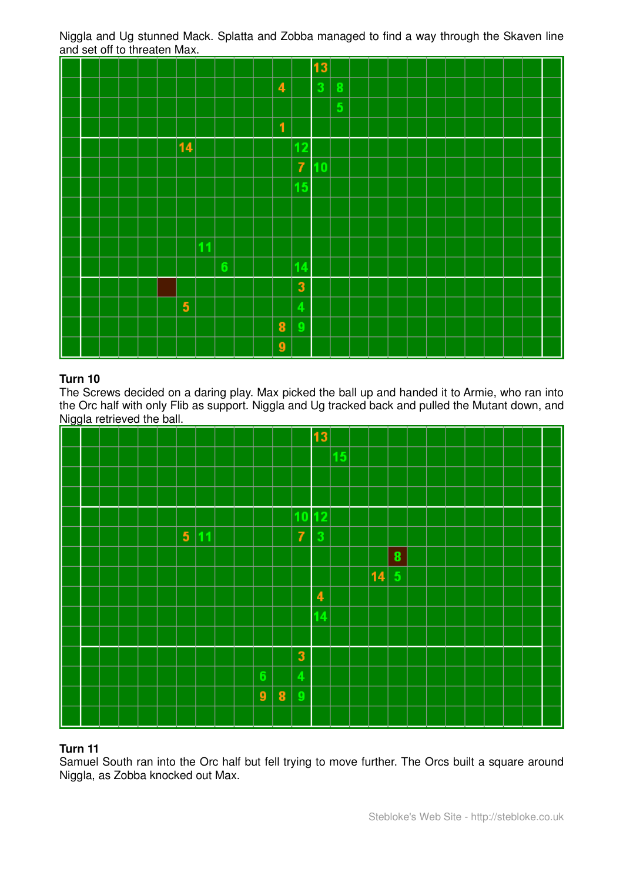Niggla and Ug stunned Mack. Splatta and Zobba managed to find a way through the Skaven line and set off to threaten Max.

**Turn 10**

The Screws decided on a daring play. Max picked the ball up and handed it to Armie, who ran into the Orc half with only Flib as support. Niggla and Ug tracked back and pulled the Mutant down, and Niggla retrieved the ball.

**Turn 11**

Samuel South ran into the Orc half but fell trying to move further. The Orcs built a square around Niggla, as Zobba knocked out Max.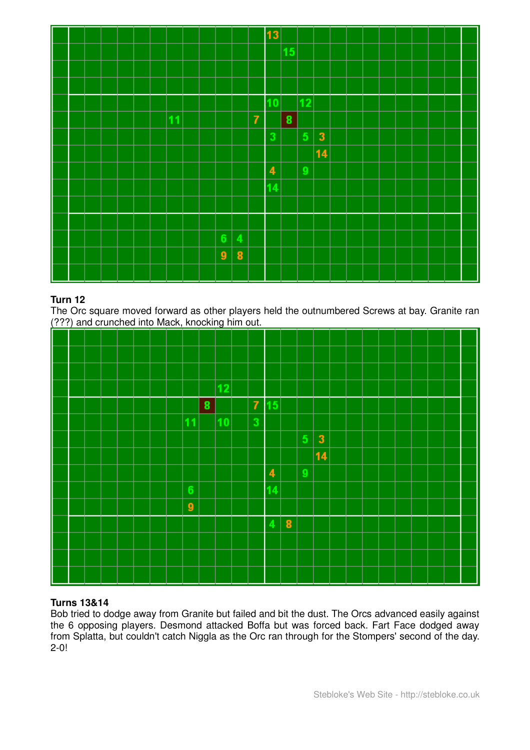**Turn 12**

The Orc square moved forward as other players held the outnumbered Screws at bay. Granite ran (???) and crunched into Mack, knocking him out.

**Turns 13&14**

Bob tried to dodge away from Granite but failed and bit the dust. The Orcs advanced easily against the 6 opposing players. Desmond attacked Boffa but was forced back. Fart Face dodged away from Splatta, but couldn't catch Niggla as the Orc ran through for the Stompers' second of the day. 2-0!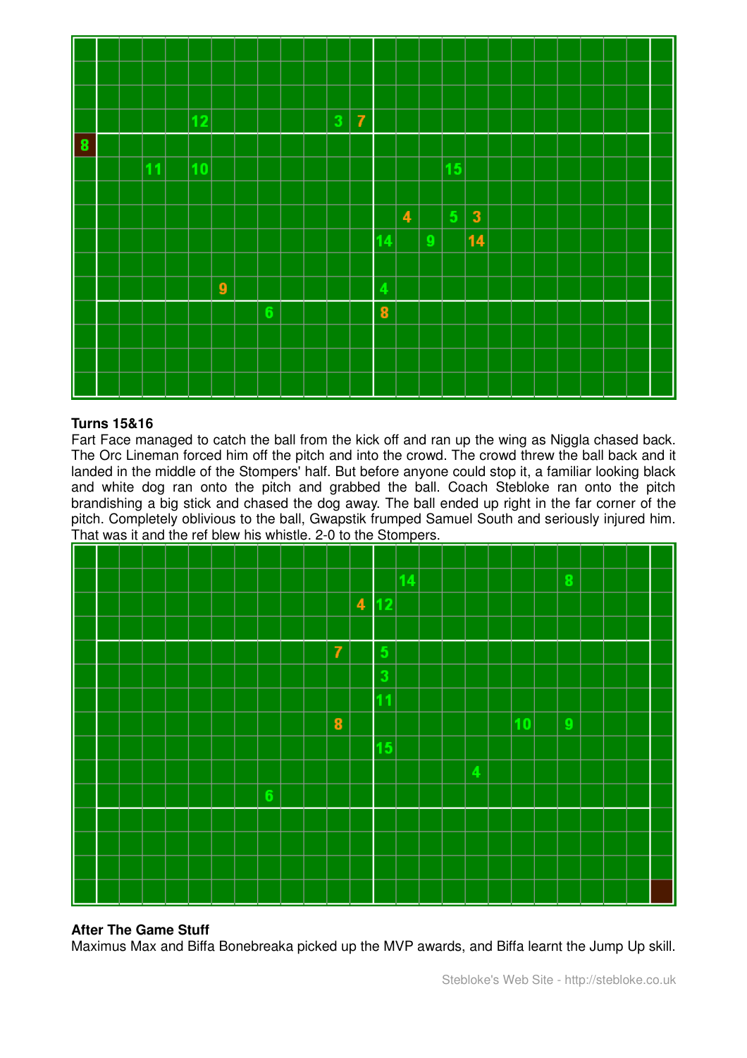## Turns 15&16

Fart Face managed to catch the ball from the kick off and ran up the wing as Niggla chased back. The Orc Lineman forced him off the pitch and into the crowd. The crowd threw the ball back and it landed in the middle of the Stompers' half. But before anyone could stop it, a familiar looking black and white dog ran onto the pitch and grabbed the ball. Coach Stebloke ran onto the pitch brandishing a big stick and chased the dog away. The ball ended up right in the far corner of the pitch. Completely oblivious to the ball, Gwapstik frumped Samuel South and seriously injured him. That was it and the ref blew his whistle. 2-0 to the Stompers.

## After The Game Stuff

Maximus Max and Biffa Bonebreaka picked up the MVP awards, and Biffa learnt the Jump Up skill.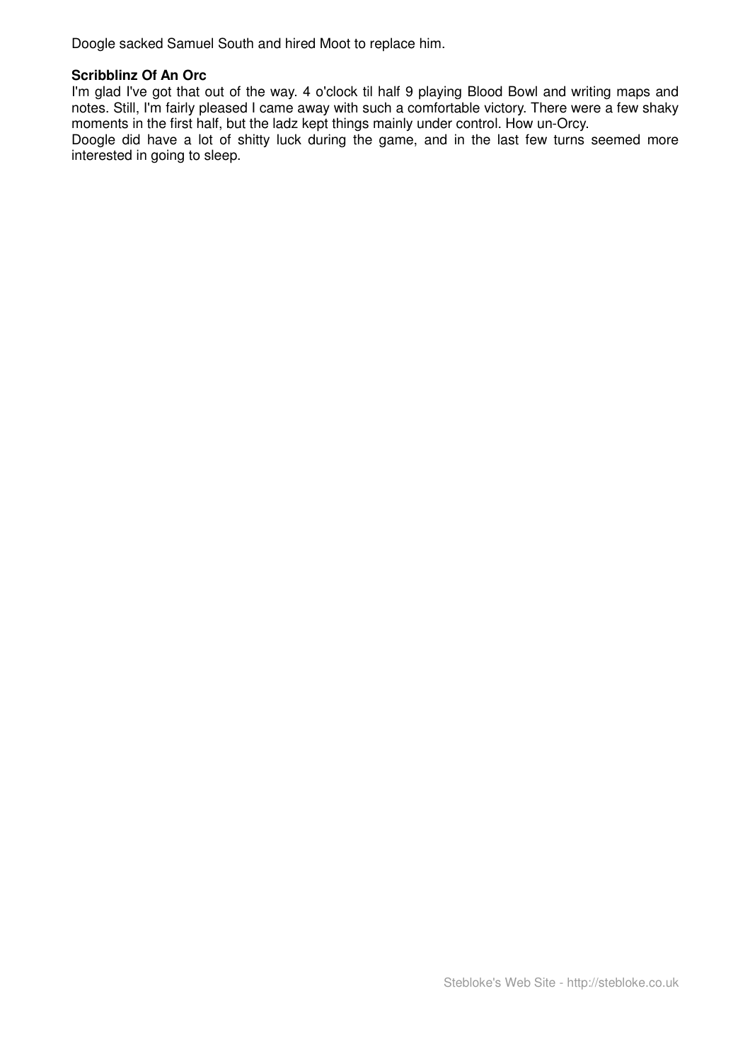Doogle sacked Samuel South and hired Moot to replace him.

**Scribblinz Of An Orc**

I'm glad I've got that out of the way. 4 o'clock til half 9 playing Blood Bowl and writing maps and notes. Still, I'm fairly pleased I came away with such a comfortable victory. There were a few shaky moments in the first half, but the ladz kept things mainly under control. How un-Orcy.

Doogle did have a lot of shitty luck during the game, and in the last few turns seemed more interested in going to sleep.